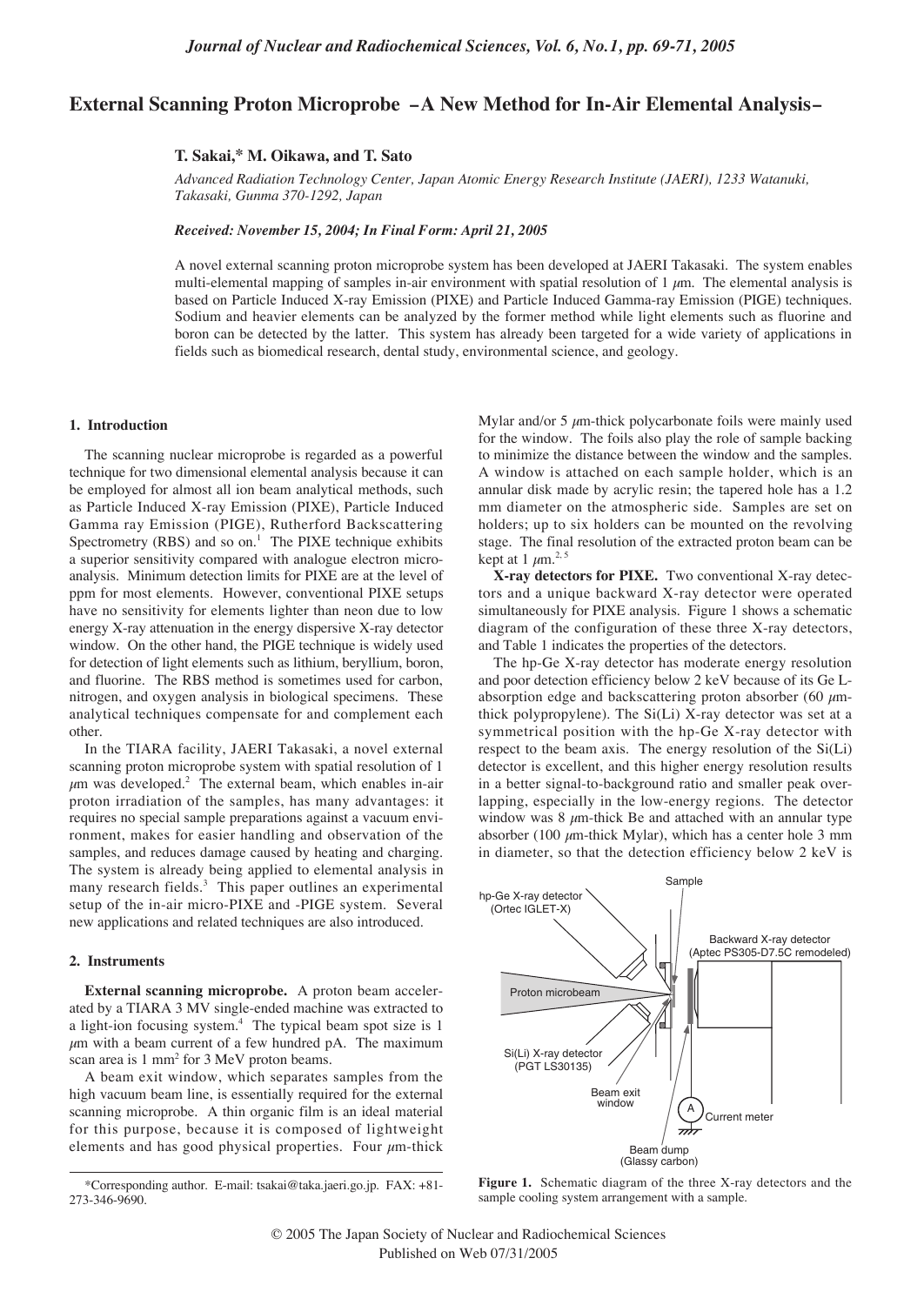# External Scanning Proton Microprobe –A New Method for In-Air Elemental Analysis–

**T. Sakai,* M. Oikawa, and T. Sato**

*Advanced Radiation Technology Center, Japan Atomic Energy Research Institute (JAERI), 1233 Watanuki, Takasaki, Gunma 370-1292, Japan*

***Received: November 15, 2004; In Final Form: April 21, 2005***

A novel external scanning proton microprobe system has been developed at JAERI Takasaki. The system enables multi-elemental mapping of samples in-air environment with spatial resolution of 1 $\mu$m. The elemental analysis is based on Particle Induced X-ray Emission (PIXE) and Particle Induced Gamma-ray Emission (PIGE) techniques. Sodium and heavier elements can be analyzed by the former method while light elements such as fluorine and boron can be detected by the latter. This system has already been targeted for a wide variety of applications in fields such as biomedical research, dental study, environmental science, and geology.

### 1. Introduction

The scanning nuclear microprobe is regarded as a powerful technique for two dimensional elemental analysis because it can be employed for almost all ion beam analytical methods, such as Particle Induced X-ray Emission (PIXE), Particle Induced Gamma ray Emission (PIGE), Rutherford Backscattering Spectrometry (RBS) and so on.[1] The PIXE technique exhibits a superior sensitivity compared with analogue electron microanalysis. Minimum detection limits for PIXE are at the level of ppm for most elements. However, conventional PIXE setups have no sensitivity for elements lighter than neon due to low energy X-ray attenuation in the energy dispersive X-ray detector window. On the other hand, the PIGE technique is widely used for detection of light elements such as lithium, beryllium, boron, and fluorine. The RBS method is sometimes used for carbon, nitrogen, and oxygen analysis in biological specimens. These analytical techniques compensate for and complement each other.

In the TIARA facility, JAERI Takasaki, a novel external scanning proton microprobe system with spatial resolution of 1 $\mu$m was developed.[2] The external beam, which enables in-air proton irradiation of the samples, has many advantages: it requires no special sample preparations against a vacuum environment, makes for easier handling and observation of the samples, and reduces damage caused by heating and charging. The system is already being applied to elemental analysis in many research fields.[3] This paper outlines an experimental setup of the in-air micro-PIXE and -PIGE system. Several new applications and related techniques are also introduced.

### 2. Instruments

**External scanning microprobe.** A proton beam accelerated by a TIARA 3 MV single-ended machine was extracted to a light-ion focusing system.[4] The typical beam spot size is 1 $\mu$m with a beam current of a few hundred pA. The maximum scan area is 1 mm$^2$ for 3 MeV proton beams.

A beam exit window, which separates samples from the high vacuum beam line, is essentially required for the external scanning microprobe. A thin organic film is an ideal material for this purpose, because it is composed of lightweight elements and has good physical properties. Four $\mu$m-thick Mylar and/or 5 $\mu$m-thick polycarbonate foils were mainly used for the window. The foils also play the role of sample backing to minimize the distance between the window and the samples. A window is attached on each sample holder, which is an annular disk made by acrylic resin; the tapered hole has a 1.2 mm diameter on the atmospheric side. Samples are set on holders; up to six holders can be mounted on the revolving stage. The final resolution of the extracted proton beam can be kept at 1 $\mu$m.[2,5]

**X-ray detectors for PIXE.** Two conventional X-ray detectors and a unique backward X-ray detector were operated simultaneously for PIXE analysis. Figure 1 shows a schematic diagram of the configuration of these three X-ray detectors, and Table 1 indicates the properties of the detectors.

The hp-Ge X-ray detector has moderate energy resolution and poor detection efficiency below 2 keV because of its Ge L-absorption edge and backscattering proton absorber (60 $\mu$m-thick polypropylene). The Si(Li) X-ray detector was set at a symmetrical position with the hp-Ge X-ray detector with respect to the beam axis. The energy resolution of the Si(Li) detector is excellent, and this higher energy resolution results in a better signal-to-background ratio and smaller peak overlapping, especially in the low-energy regions. The detector window was 8 $\mu$m-thick Be and attached with an annular type absorber (100 $\mu$m-thick Mylar), which has a center hole 3 mm in diameter, so that the detection efficiency below 2 keV is

**Figure 1.** Schematic diagram of the three X-ray detectors and the sample cooling system arrangement with a sample.

*Corresponding author. E-mail: tsakai@taka.jaeri.go.jp. FAX: +81-273-346-9690.

© 2005 The Japan Society of Nuclear and Radiochemical Sciences
Published on Web 07/31/2005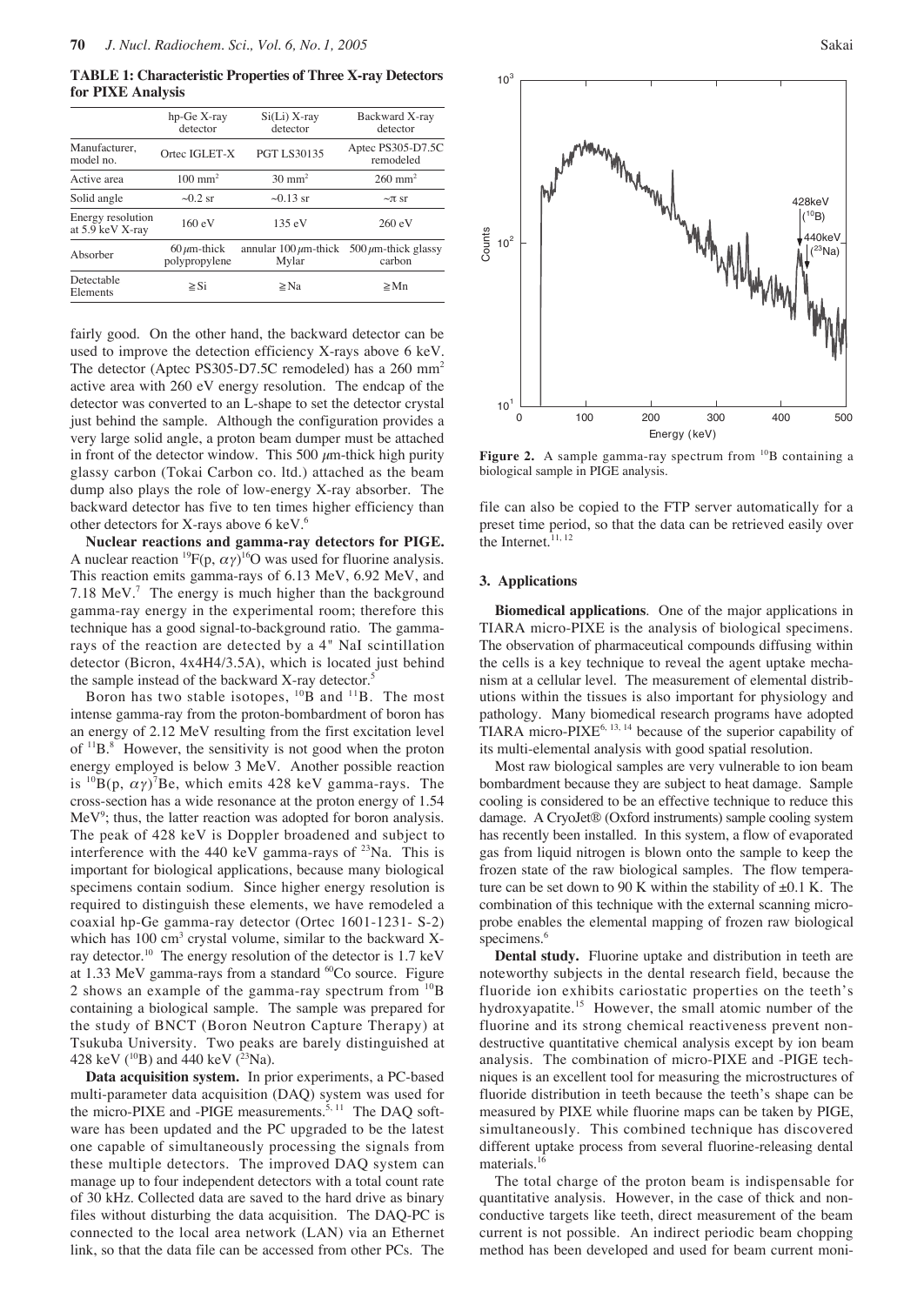**TABLE 1: Characteristic Properties of Three X-ray Detectors for PIXE Analysis**

| | hp-Ge X-ray detector | Si(Li) X-ray detector | Backward X-ray detector |
|---|---|---|---|
| Manufacturer, model no. | Ortec IGLET-X | PGT LS30135 | Aptec PS305-D7.5C remodeled |
| Active area | 100 mm$^2$ | 30 mm$^2$ | 260 mm$^2$ |
| Solid angle | ~0.2 sr | ~0.13 sr | ~$\pi$ sr |
| Energy resolution at 5.9 keV X-ray | 160 eV | 135 eV | 260 eV |
| Absorber | 60 $\mu$m-thick polypropylene | annular 100 $\mu$m-thick Mylar | 500 $\mu$m-thick glassy carbon |
| Detectable Elements | ≧Si | ≧Na | ≧Mn |

fairly good. On the other hand, the backward detector can be used to improve the detection efficiency X-rays above 6 keV. The detector (Aptec PS305-D7.5C remodeled) has a 260 mm$^2$ active area with 260 eV energy resolution. The endcap of the detector was converted to an L-shape to set the detector crystal just behind the sample. Although the configuration provides a very large solid angle, a proton beam dumper must be attached in front of the detector window. This 500 $\mu$m-thick high purity glassy carbon (Tokai Carbon co. ltd.) attached as the beam dump also plays the role of low-energy X-ray absorber. The backward detector has five to ten times higher efficiency than other detectors for X-rays above 6 keV.[6]

**Nuclear reactions and gamma-ray detectors for PIGE.** A nuclear reaction $^{19}$F(p, $\alpha\gamma$)$^{16}$O was used for fluorine analysis. This reaction emits gamma-rays of 6.13 MeV, 6.92 MeV, and 7.18 MeV.[7] The energy is much higher than the background gamma-ray energy in the experimental room; therefore this technique has a good signal-to-background ratio. The gamma-rays of the reaction are detected by a 4" NaI scintillation detector (Bicron, 4x4H4/3.5A), which is located just behind the sample instead of the backward X-ray detector.[5]

Boron has two stable isotopes, $^{10}$B and $^{11}$B. The most intense gamma-ray from the proton-bombardment of boron has an energy of 2.12 MeV resulting from the first excitation level of $^{11}$B.[8] However, the sensitivity is not good when the proton energy employed is below 3 MeV. Another possible reaction is $^{10}$B(p, $\alpha\gamma$)$^{7}$Be, which emits 428 keV gamma-rays. The cross-section has a wide resonance at the proton energy of 1.54 MeV[9]; thus, the latter reaction was adopted for boron analysis. The peak of 428 keV is Doppler broadened and subject to interference with the 440 keV gamma-rays of $^{23}$Na. This is important for biological applications, because many biological specimens contain sodium. Since higher energy resolution is required to distinguish these elements, we have remodeled a coaxial hp-Ge gamma-ray detector (Ortec 1601-1231- S-2) which has 100 cm$^3$ crystal volume, similar to the backward X-ray detector.[10] The energy resolution of the detector is 1.7 keV at 1.33 MeV gamma-rays from a standard $^{60}$Co source. Figure 2 shows an example of the gamma-ray spectrum from $^{10}$B containing a biological sample. The sample was prepared for the study of BNCT (Boron Neutron Capture Therapy) at Tsukuba University. Two peaks are barely distinguished at 428 keV ($^{10}$B) and 440 keV ($^{23}$Na).

**Data acquisition system.** In prior experiments, a PC-based multi-parameter data acquisition (DAQ) system was used for the micro-PIXE and -PIGE measurements.[5, 11] The DAQ software has been updated and the PC upgraded to be the latest one capable of simultaneously processing the signals from these multiple detectors. The improved DAQ system can manage up to four independent detectors with a total count rate of 30 kHz. Collected data are saved to the hard drive as binary files without disturbing the data acquisition. The DAQ-PC is connected to the local area network (LAN) via an Ethernet link, so that the data file can be accessed from other PCs. The

**Figure 2.** A sample gamma-ray spectrum from $^{10}$B containing a biological sample in PIGE analysis.

file can also be copied to the FTP server automatically for a preset time period, so that the data can be retrieved easily over the Internet.[11, 12]

## 3. Applications

**Biomedical applications**. One of the major applications in TIARA micro-PIXE is the analysis of biological specimens. The observation of pharmaceutical compounds diffusing within the cells is a key technique to reveal the agent uptake mechanism at a cellular level. The measurement of elemental distributions within the tissues is also important for physiology and pathology. Many biomedical research programs have adopted TIARA micro-PIXE[6, 13, 14] because of the superior capability of its multi-elemental analysis with good spatial resolution.

Most raw biological samples are very vulnerable to ion beam bombardment because they are subject to heat damage. Sample cooling is considered to be an effective technique to reduce this damage. A CryoJet® (Oxford instruments) sample cooling system has recently been installed. In this system, a flow of evaporated gas from liquid nitrogen is blown onto the sample to keep the frozen state of the raw biological samples. The flow temperature can be set down to 90 K within the stability of ±0.1 K. The combination of this technique with the external scanning microprobe enables the elemental mapping of frozen raw biological specimens.[6]

**Dental study.** Fluorine uptake and distribution in teeth are noteworthy subjects in the dental research field, because the fluoride ion exhibits cariostatic properties on the teeth's hydroxyapatite.[15] However, the small atomic number of the fluorine and its strong chemical reactiveness prevent nondestructive quantitative chemical analysis except by ion beam analysis. The combination of micro-PIXE and -PIGE techniques is an excellent tool for measuring the microstructures of fluoride distribution in teeth because the teeth's shape can be measured by PIXE while fluorine maps can be taken by PIGE, simultaneously. This combined technique has discovered different uptake process from several fluorine-releasing dental materials.[16]

The total charge of the proton beam is indispensable for quantitative analysis. However, in the case of thick and nonconductive targets like teeth, direct measurement of the beam current is not possible. An indirect periodic beam chopping method has been developed and used for beam current moni-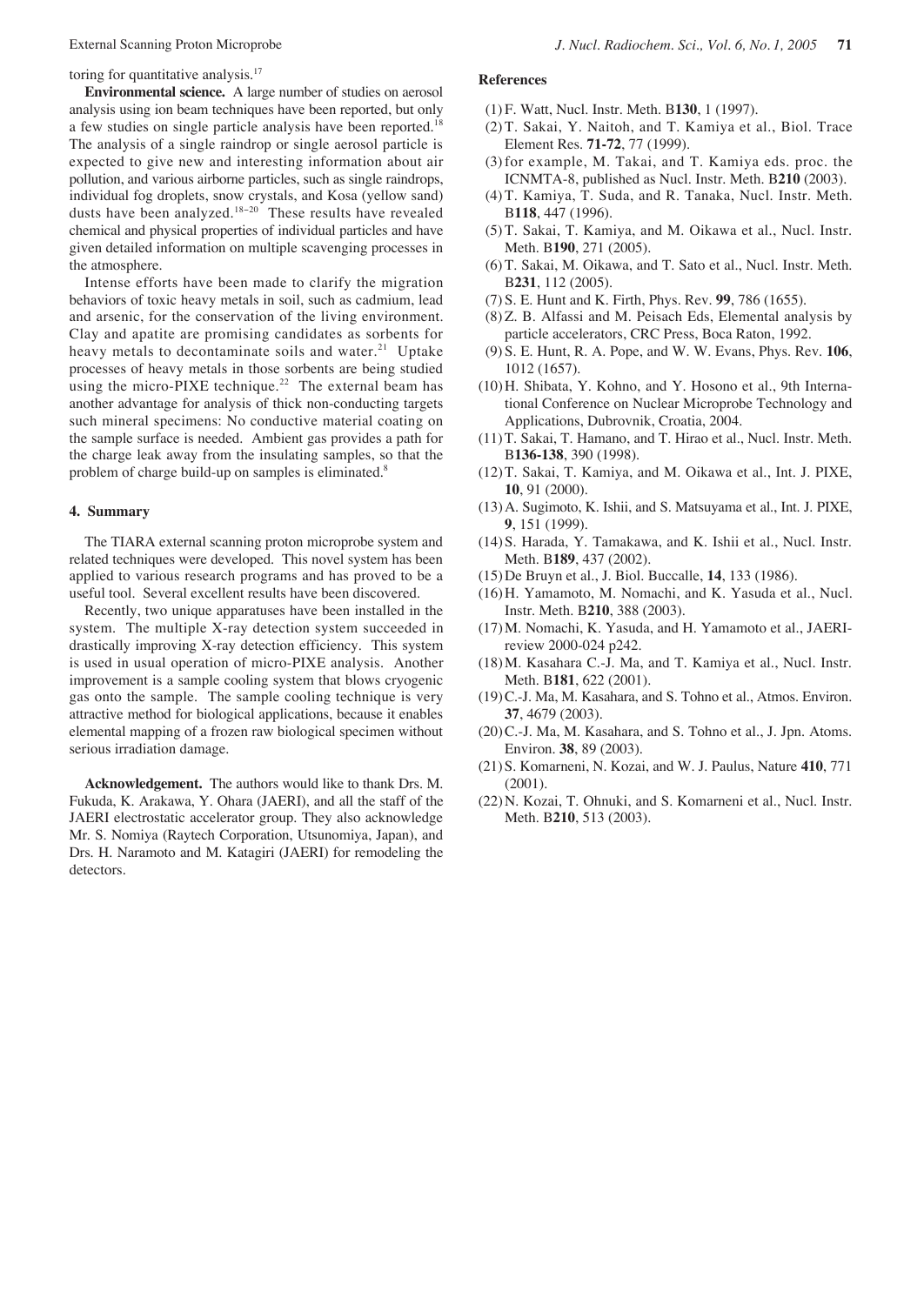toring for quantitative analysis.[17]

**Environmental science.** A large number of studies on aerosol analysis using ion beam techniques have been reported, but only a few studies on single particle analysis have been reported.[18] The analysis of a single raindrop or single aerosol particle is expected to give new and interesting information about air pollution, and various airborne particles, such as single raindrops, individual fog droplets, snow crystals, and Kosa (yellow sand) dusts have been analyzed.[18–20] These results have revealed chemical and physical properties of individual particles and have given detailed information on multiple scavenging processes in the atmosphere.

Intense efforts have been made to clarify the migration behaviors of toxic heavy metals in soil, such as cadmium, lead and arsenic, for the conservation of the living environment. Clay and apatite are promising candidates as sorbents for heavy metals to decontaminate soils and water.[21] Uptake processes of heavy metals in those sorbents are being studied using the micro-PIXE technique.[22] The external beam has another advantage for analysis of thick non-conducting targets such mineral specimens: No conductive material coating on the sample surface is needed. Ambient gas provides a path for the charge leak away from the insulating samples, so that the problem of charge build-up on samples is eliminated.[8]

## 4. Summary

The TIARA external scanning proton microprobe system and related techniques were developed. This novel system has been applied to various research programs and has proved to be a useful tool. Several excellent results have been discovered.

Recently, two unique apparatuses have been installed in the system. The multiple X-ray detection system succeeded in drastically improving X-ray detection efficiency. This system is used in usual operation of micro-PIXE analysis. Another improvement is a sample cooling system that blows cryogenic gas onto the sample. The sample cooling technique is very attractive method for biological applications, because it enables elemental mapping of a frozen raw biological specimen without serious irradiation damage.

**Acknowledgement.** The authors would like to thank Drs. M. Fukuda, K. Arakawa, Y. Ohara (JAERI), and all the staff of the JAERI electrostatic accelerator group. They also acknowledge Mr. S. Nomiya (Raytech Corporation, Utsunomiya, Japan), and Drs. H. Naramoto and M. Katagiri (JAERI) for remodeling the detectors.

## References

(1) F. Watt, Nucl. Instr. Meth. B**130**, 1 (1997).

(2) T. Sakai, Y. Naitoh, and T. Kamiya et al., Biol. Trace Element Res. **71-72**, 77 (1999).

(3) for example, M. Takai, and T. Kamiya eds. proc. the ICNMTA-8, published as Nucl. Instr. Meth. B**210** (2003).

(4) T. Kamiya, T. Suda, and R. Tanaka, Nucl. Instr. Meth. B**118**, 447 (1996).

(5) T. Sakai, T. Kamiya, and M. Oikawa et al., Nucl. Instr. Meth. B**190**, 271 (2005).

(6) T. Sakai, M. Oikawa, and T. Sato et al., Nucl. Instr. Meth. B**231**, 112 (2005).

(7) S. E. Hunt and K. Firth, Phys. Rev. **99**, 786 (1655).

(8) Z. B. Alfassi and M. Peisach Eds, Elemental analysis by particle accelerators, CRC Press, Boca Raton, 1992.

(9) S. E. Hunt, R. A. Pope, and W. W. Evans, Phys. Rev. **106**, 1012 (1657).

(10) H. Shibata, Y. Kohno, and Y. Hosono et al., 9th International Conference on Nuclear Microprobe Technology and Applications, Dubrovnik, Croatia, 2004.

(11) T. Sakai, T. Hamano, and T. Hirao et al., Nucl. Instr. Meth. B**136-138**, 390 (1998).

(12) T. Sakai, T. Kamiya, and M. Oikawa et al., Int. J. PIXE, **10**, 91 (2000).

(13) A. Sugimoto, K. Ishii, and S. Matsuyama et al., Int. J. PIXE, **9**, 151 (1999).

(14) S. Harada, Y. Tamakawa, and K. Ishii et al., Nucl. Instr. Meth. B**189**, 437 (2002).

(15) De Bruyn et al., J. Biol. Buccalle, **14**, 133 (1986).

(16) H. Yamamoto, M. Nomachi, and K. Yasuda et al., Nucl. Instr. Meth. B**210**, 388 (2003).

(17) M. Nomachi, K. Yasuda, and H. Yamamoto et al., JAERI-review 2000-024 p242.

(18) M. Kasahara C.-J. Ma, and T. Kamiya et al., Nucl. Instr. Meth. B**181**, 622 (2001).

(19) C.-J. Ma, M. Kasahara, and S. Tohno et al., Atmos. Environ. **37**, 4679 (2003).

(20) C.-J. Ma, M. Kasahara, and S. Tohno et al., J. Jpn. Atoms. Environ. **38**, 89 (2003).

(21) S. Komarneni, N. Kozai, and W. J. Paulus, Nature **410**, 771 (2001).

(22) N. Kozai, T. Ohnuki, and S. Komarneni et al., Nucl. Instr. Meth. B**210**, 513 (2003).